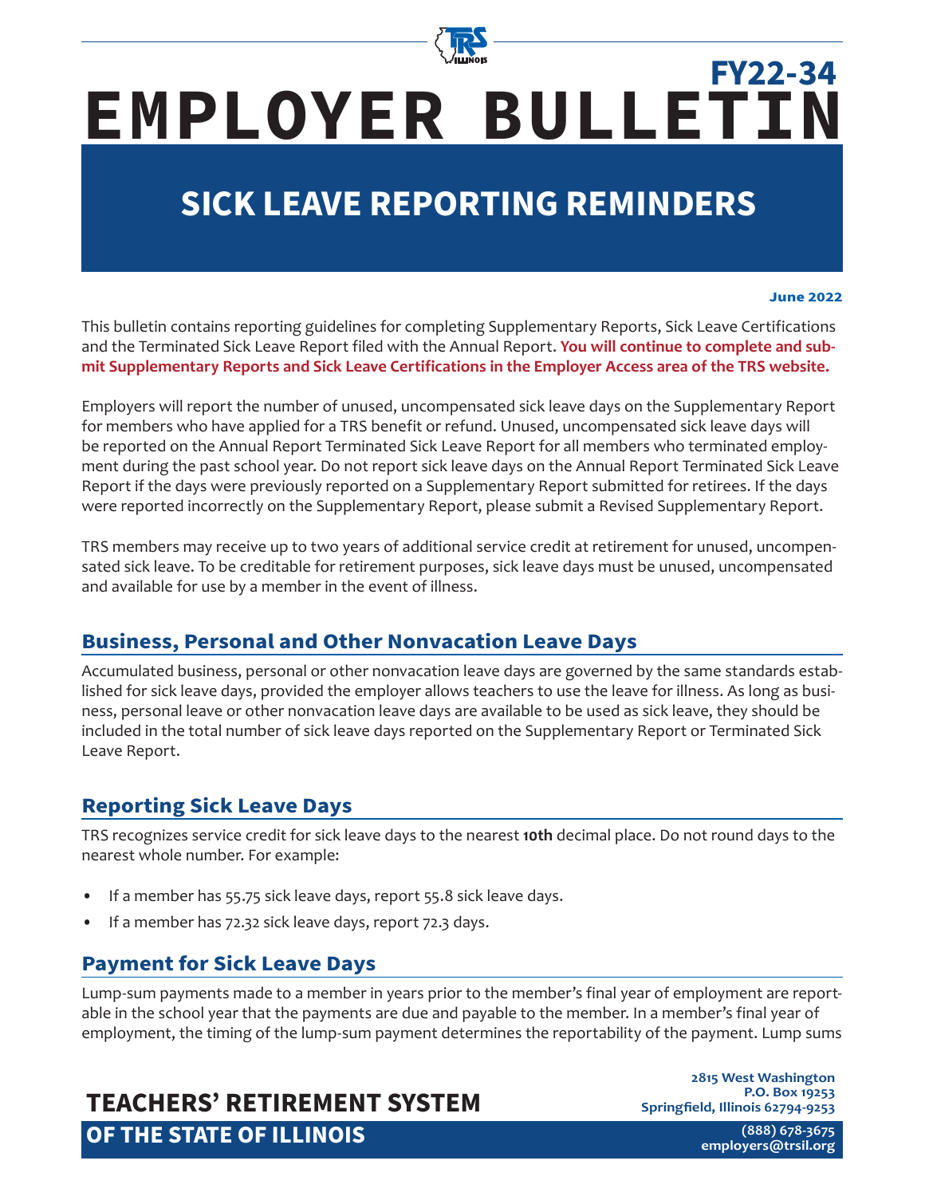FY22-34

# EMPLOYER BULLETIN

## SICK LEAVE REPORTING REMINDERS

**June 2022**

This bulletin contains reporting guidelines for completing Supplementary Reports, Sick Leave Certifications and the Terminated Sick Leave Report filed with the Annual Report. **You will continue to complete and submit Supplementary Reports and Sick Leave Certifications in the Employer Access area of the TRS website.**

Employers will report the number of unused, uncompensated sick leave days on the Supplementary Report for members who have applied for a TRS benefit or refund. Unused, uncompensated sick leave days will be reported on the Annual Report Terminated Sick Leave Report for all members who terminated employment during the past school year. Do not report sick leave days on the Annual Report Terminated Sick Leave Report if the days were previously reported on a Supplementary Report submitted for retirees. If the days were reported incorrectly on the Supplementary Report, please submit a Revised Supplementary Report.

TRS members may receive up to two years of additional service credit at retirement for unused, uncompensated sick leave. To be creditable for retirement purposes, sick leave days must be unused, uncompensated and available for use by a member in the event of illness.

### Business, Personal and Other Nonvacation Leave Days

Accumulated business, personal or other nonvacation leave days are governed by the same standards established for sick leave days, provided the employer allows teachers to use the leave for illness. As long as business, personal leave or other nonvacation leave days are available to be used as sick leave, they should be included in the total number of sick leave days reported on the Supplementary Report or Terminated Sick Leave Report.

### Reporting Sick Leave Days

TRS recognizes service credit for sick leave days to the nearest **10th** decimal place. Do not round days to the nearest whole number. For example:

- If a member has 55.75 sick leave days, report 55.8 sick leave days.
- If a member has 72.32 sick leave days, report 72.3 days.

### Payment for Sick Leave Days

Lump-sum payments made to a member in years prior to the member's final year of employment are reportable in the school year that the payments are due and payable to the member. In a member's final year of employment, the timing of the lump-sum payment determines the reportability of the payment. Lump sums

**TEACHERS' RETIREMENT SYSTEM OF THE STATE OF ILLINOIS**

2815 West Washington
P.O. Box 19253
Springfield, Illinois 62794-9253

(888) 678-3675
employers@trsil.org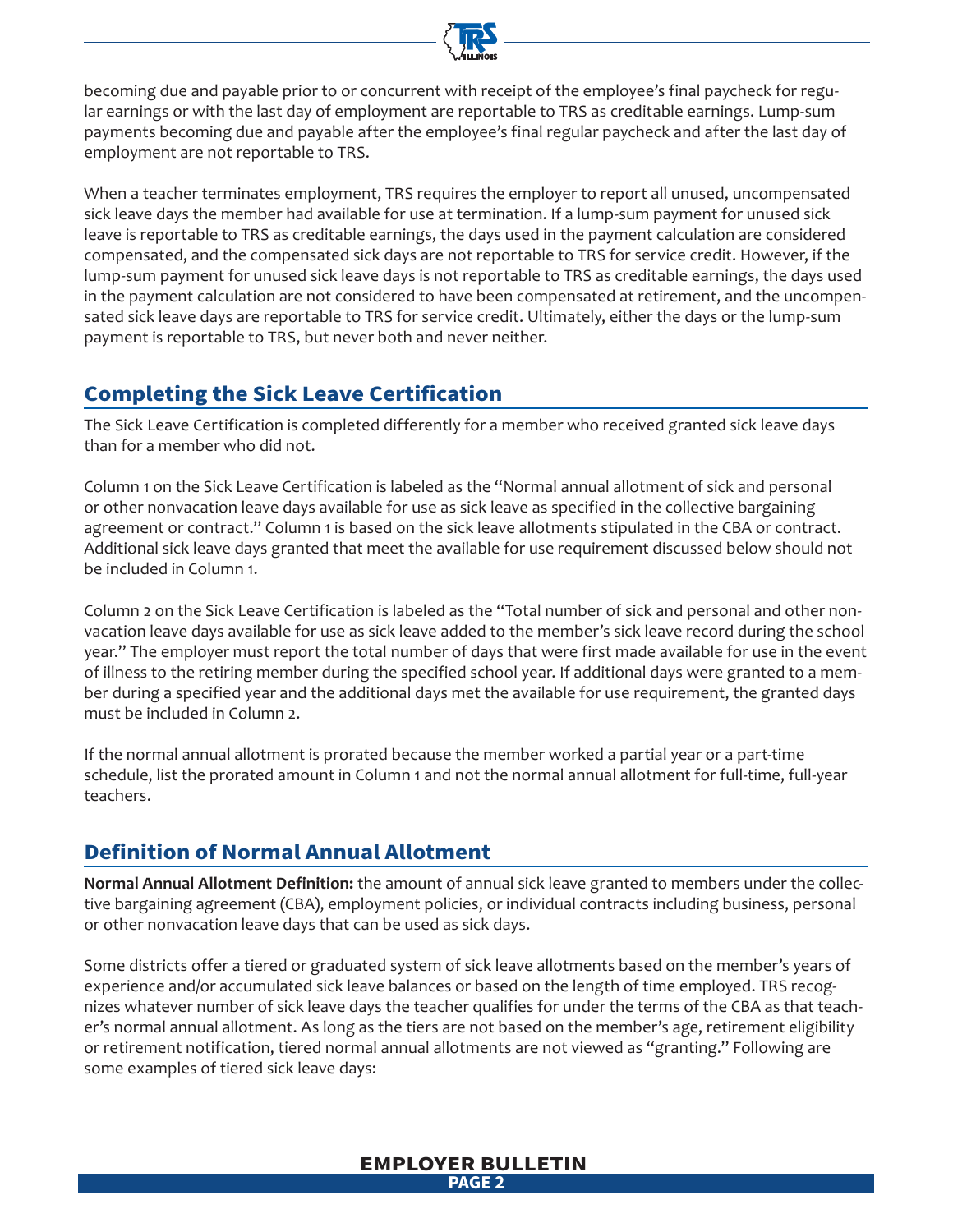becoming due and payable prior to or concurrent with receipt of the employee's final paycheck for regular earnings or with the last day of employment are reportable to TRS as creditable earnings. Lump-sum payments becoming due and payable after the employee's final regular paycheck and after the last day of employment are not reportable to TRS.

When a teacher terminates employment, TRS requires the employer to report all unused, uncompensated sick leave days the member had available for use at termination. If a lump-sum payment for unused sick leave is reportable to TRS as creditable earnings, the days used in the payment calculation are considered compensated, and the compensated sick days are not reportable to TRS for service credit. However, if the lump-sum payment for unused sick leave days is not reportable to TRS as creditable earnings, the days used in the payment calculation are not considered to have been compensated at retirement, and the uncompensated sick leave days are reportable to TRS for service credit. Ultimately, either the days or the lump-sum payment is reportable to TRS, but never both and never neither.

## Completing the Sick Leave Certification

The Sick Leave Certification is completed differently for a member who received granted sick leave days than for a member who did not.

Column 1 on the Sick Leave Certification is labeled as the "Normal annual allotment of sick and personal or other nonvacation leave days available for use as sick leave as specified in the collective bargaining agreement or contract." Column 1 is based on the sick leave allotments stipulated in the CBA or contract. Additional sick leave days granted that meet the available for use requirement discussed below should not be included in Column 1.

Column 2 on the Sick Leave Certification is labeled as the "Total number of sick and personal and other nonvacation leave days available for use as sick leave added to the member's sick leave record during the school year." The employer must report the total number of days that were first made available for use in the event of illness to the retiring member during the specified school year. If additional days were granted to a member during a specified year and the additional days met the available for use requirement, the granted days must be included in Column 2.

If the normal annual allotment is prorated because the member worked a partial year or a part-time schedule, list the prorated amount in Column 1 and not the normal annual allotment for full-time, full-year teachers.

## Definition of Normal Annual Allotment

**Normal Annual Allotment Definition:** the amount of annual sick leave granted to members under the collective bargaining agreement (CBA), employment policies, or individual contracts including business, personal or other nonvacation leave days that can be used as sick days.

Some districts offer a tiered or graduated system of sick leave allotments based on the member's years of experience and/or accumulated sick leave balances or based on the length of time employed. TRS recognizes whatever number of sick leave days the teacher qualifies for under the terms of the CBA as that teacher's normal annual allotment. As long as the tiers are not based on the member's age, retirement eligibility or retirement notification, tiered normal annual allotments are not viewed as "granting." Following are some examples of tiered sick leave days: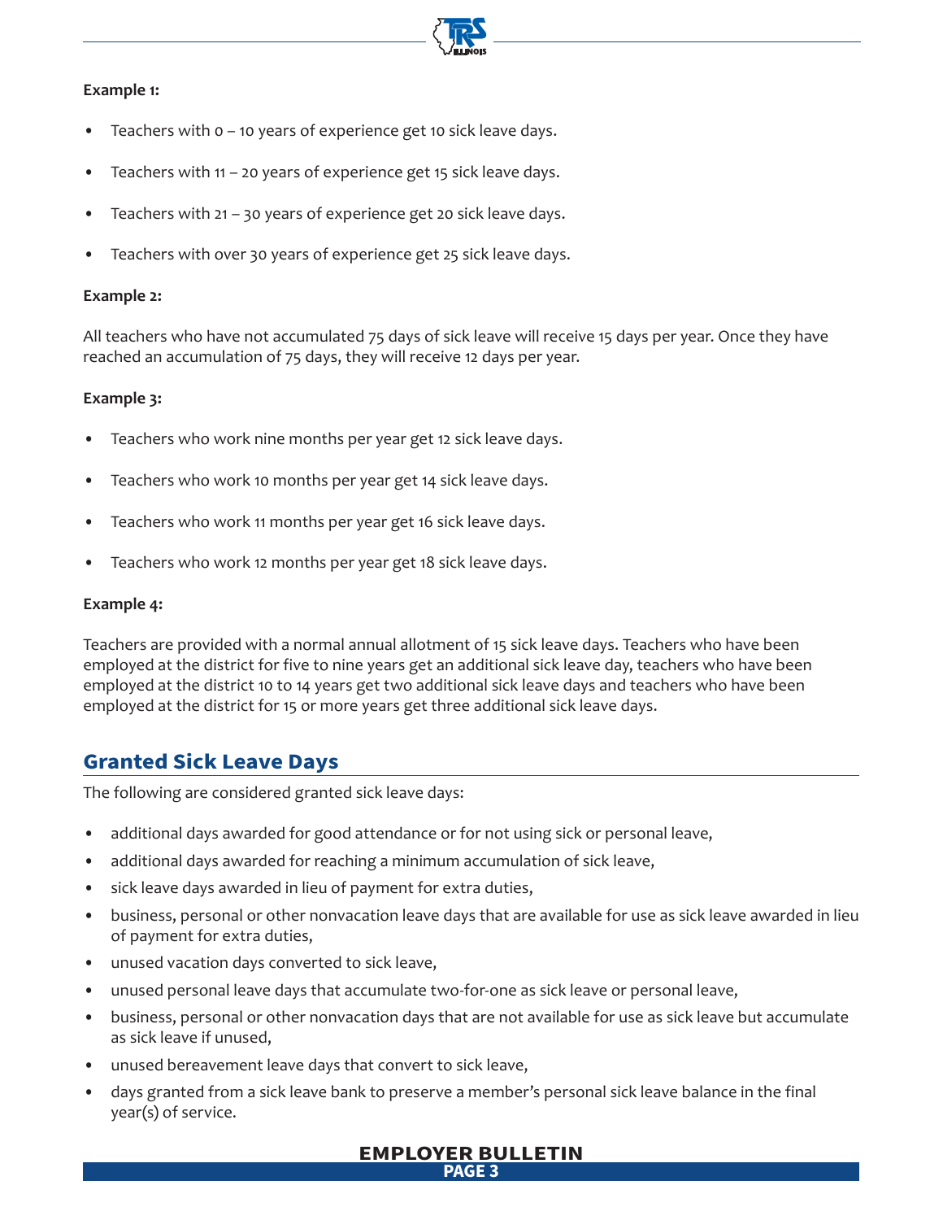**Example 1:**

- Teachers with 0 – 10 years of experience get 10 sick leave days.
- Teachers with 11 – 20 years of experience get 15 sick leave days.
- Teachers with 21 – 30 years of experience get 20 sick leave days.
- Teachers with over 30 years of experience get 25 sick leave days.

**Example 2:**

All teachers who have not accumulated 75 days of sick leave will receive 15 days per year. Once they have reached an accumulation of 75 days, they will receive 12 days per year.

**Example 3:**

- Teachers who work nine months per year get 12 sick leave days.
- Teachers who work 10 months per year get 14 sick leave days.
- Teachers who work 11 months per year get 16 sick leave days.
- Teachers who work 12 months per year get 18 sick leave days.

**Example 4:**

Teachers are provided with a normal annual allotment of 15 sick leave days. Teachers who have been employed at the district for five to nine years get an additional sick leave day, teachers who have been employed at the district 10 to 14 years get two additional sick leave days and teachers who have been employed at the district for 15 or more years get three additional sick leave days.

## Granted Sick Leave Days

The following are considered granted sick leave days:

- additional days awarded for good attendance or for not using sick or personal leave,
- additional days awarded for reaching a minimum accumulation of sick leave,
- sick leave days awarded in lieu of payment for extra duties,
- business, personal or other nonvacation leave days that are available for use as sick leave awarded in lieu of payment for extra duties,
- unused vacation days converted to sick leave,
- unused personal leave days that accumulate two-for-one as sick leave or personal leave,
- business, personal or other nonvacation days that are not available for use as sick leave but accumulate as sick leave if unused,
- unused bereavement leave days that convert to sick leave,
- days granted from a sick leave bank to preserve a member's personal sick leave balance in the final year(s) of service.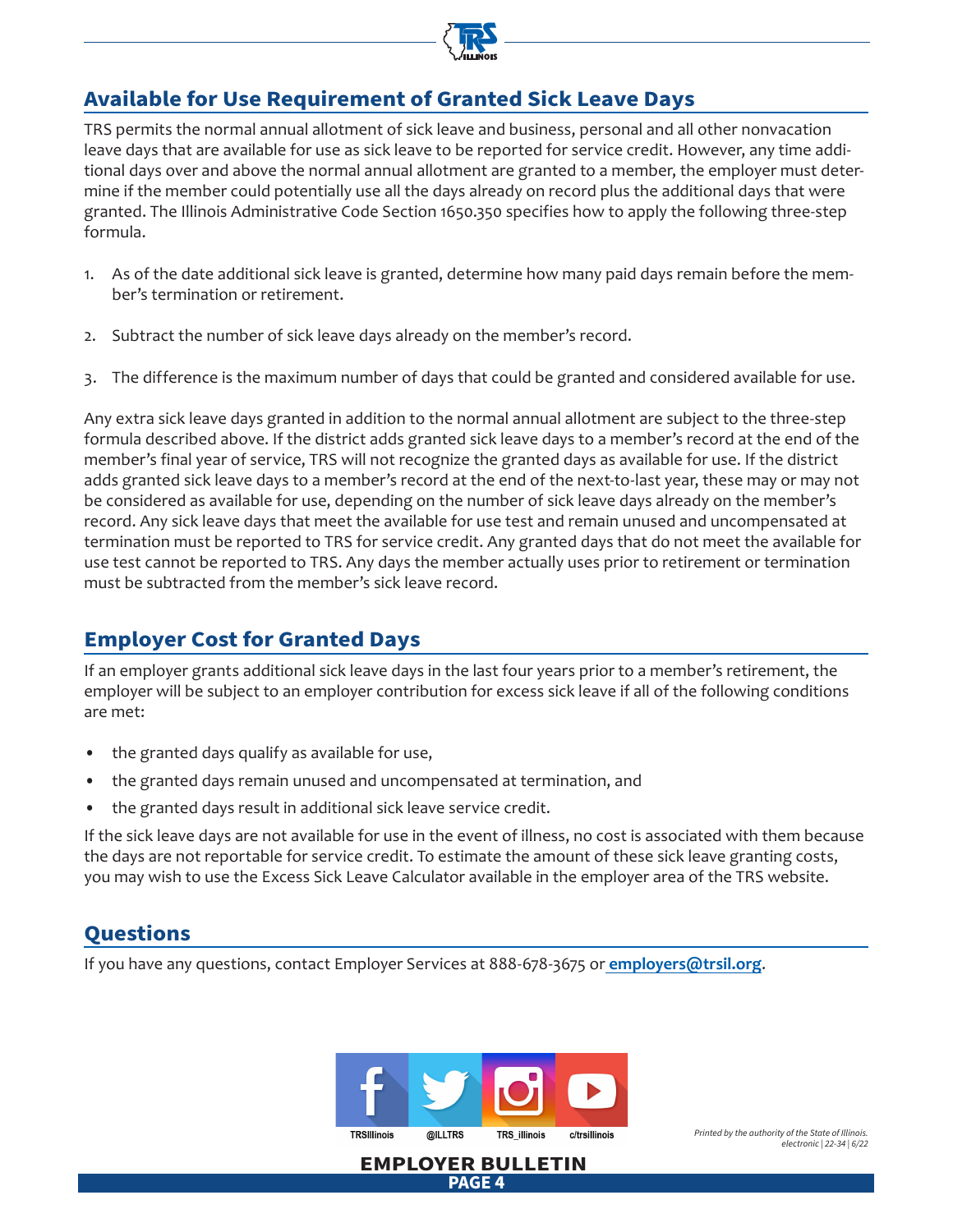## Available for Use Requirement of Granted Sick Leave Days

TRS permits the normal annual allotment of sick leave and business, personal and all other nonvacation leave days that are available for use as sick leave to be reported for service credit. However, any time additional days over and above the normal annual allotment are granted to a member, the employer must determine if the member could potentially use all the days already on record plus the additional days that were granted. The Illinois Administrative Code Section 1650.350 specifies how to apply the following three-step formula.

1. As of the date additional sick leave is granted, determine how many paid days remain before the member's termination or retirement.
2. Subtract the number of sick leave days already on the member's record.
3. The difference is the maximum number of days that could be granted and considered available for use.

Any extra sick leave days granted in addition to the normal annual allotment are subject to the three-step formula described above. If the district adds granted sick leave days to a member's record at the end of the member's final year of service, TRS will not recognize the granted days as available for use. If the district adds granted sick leave days to a member's record at the end of the next-to-last year, these may or may not be considered as available for use, depending on the number of sick leave days already on the member's record. Any sick leave days that meet the available for use test and remain unused and uncompensated at termination must be reported to TRS for service credit. Any granted days that do not meet the available for use test cannot be reported to TRS. Any days the member actually uses prior to retirement or termination must be subtracted from the member's sick leave record.

## Employer Cost for Granted Days

If an employer grants additional sick leave days in the last four years prior to a member's retirement, the employer will be subject to an employer contribution for excess sick leave if all of the following conditions are met:

- the granted days qualify as available for use,
- the granted days remain unused and uncompensated at termination, and
- the granted days result in additional sick leave service credit.

If the sick leave days are not available for use in the event of illness, no cost is associated with them because the days are not reportable for service credit. To estimate the amount of these sick leave granting costs, you may wish to use the Excess Sick Leave Calculator available in the employer area of the TRS website.

## Questions

If you have any questions, contact Employer Services at 888-678-3675 or **employers@trsil.org**.

TRSIllinois @ILLTRS TRS_illinois c/trsillinois

*Printed by the authority of the State of Illinois. electronic | 22-34 | 6/22*